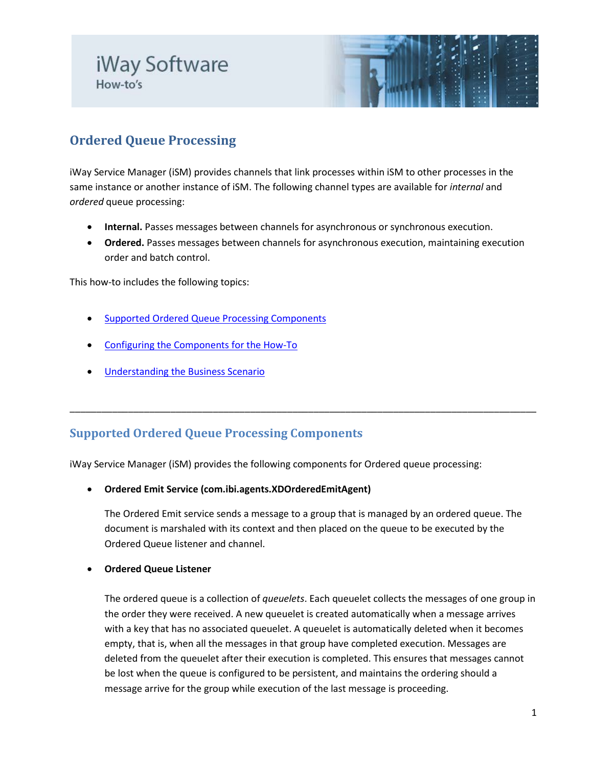iWay Software

How-to's

# Ordered Queue Processing

iWay Service Manager (iSM) provides channels that link processes within iSM to other processes in the same instance or another instance of iSM. The following channel types are available for *internal* and *ordered* queue processing:

- **Internal.** Passes messages between channels for asynchronous or synchronous execution.
- **Ordered.** Passes messages between channels for asynchronous execution, maintaining execution order and batch control.

This how-to includes the following topics:

- [Supported Ordered Queue Processing Components](#supported-ordered-queue-processing-components)
- [Configuring the Components for the How-To](#configuring-the-components-for-the-how-to)
- [Understanding the Business Scenario](#understanding-the-business-scenario)

---

## Supported Ordered Queue Processing Components

iWay Service Manager (iSM) provides the following components for Ordered queue processing:

- **Ordered Emit Service (com.ibi.agents.XDOrderedEmitAgent)**

  The Ordered Emit service sends a message to a group that is managed by an ordered queue. The document is marshaled with its context and then placed on the queue to be executed by the Ordered Queue listener and channel.

- **Ordered Queue Listener**

  The ordered queue is a collection of *queuelets*. Each queuelet collects the messages of one group in the order they were received. A new queuelet is created automatically when a message arrives with a key that has no associated queuelet. A queuelet is automatically deleted when it becomes empty, that is, when all the messages in that group have completed execution. Messages are deleted from the queuelet after their execution is completed. This ensures that messages cannot be lost when the queue is configured to be persistent, and maintains the ordering should a message arrive for the group while execution of the last message is proceeding.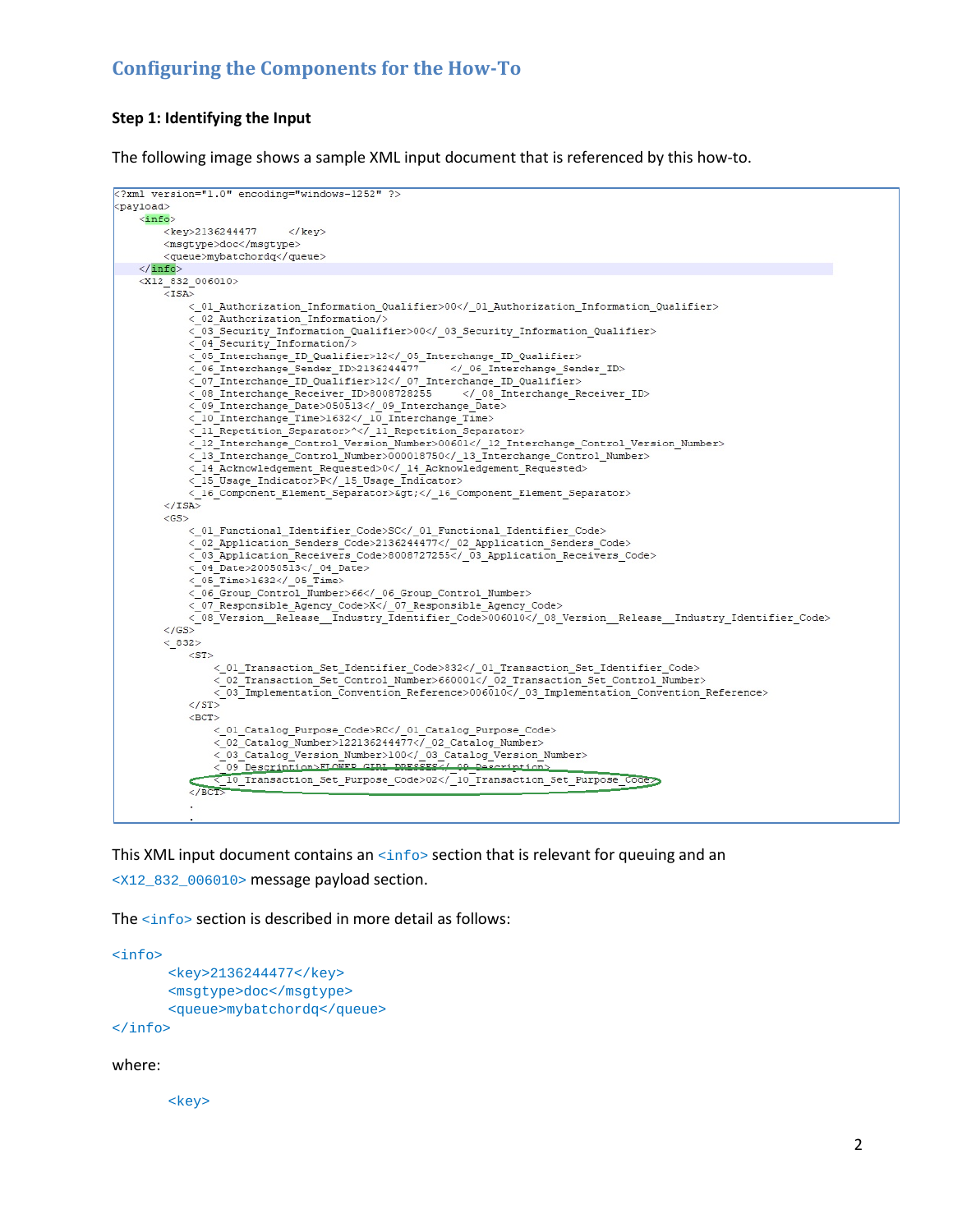## Configuring the Components for the How-To

### Step 1: Identifying the Input

The following image shows a sample XML input document that is referenced by this how-to.

```
<?xml version="1.0" encoding="windows-1252" ?>
<payload>
    <info>
        <key>2136244477      </key>
        <msgtype>doc</msgtype>
        <queue>mybatchordq</queue>
    </info>
    <X12_832_006010>
        <ISA>
            <_01_Authorization_Information_Qualifier>00</_01_Authorization_Information_Qualifier>
            <_02_Authorization_Information/>
            <_03_Security_Information_Qualifier>00</_03_Security_Information_Qualifier>
            <_04_Security_Information/>
            <_05_Interchange_ID_Qualifier>12</_05_Interchange_ID_Qualifier>
            <_06_Interchange_Sender_ID>2136244477      </_06_Interchange_Sender_ID>
            <_07_Interchange_ID_Qualifier>12</_07_Interchange_ID_Qualifier>
            <_08_Interchange_Receiver_ID>8008728255      </_08_Interchange_Receiver_ID>
            <_09_Interchange_Date>050513</_09_Interchange_Date>
            <_10_Interchange_Time>1632</_10_Interchange_Time>
            <_11_Repetition_Separator>^</_11_Repetition_Separator>
            <_12_Interchange_Control_Version_Number>00601</_12_Interchange_Control_Version_Number>
            <_13_Interchange_Control_Number>000018750</_13_Interchange_Control_Number>
            <_14_Acknowledgement_Requested>0</_14_Acknowledgement_Requested>
            <_15_Usage_Indicator>P</_15_Usage_Indicator>
            <_16_Component_Element_Separator>&gt;</_16_Component_Element_Separator>
        </ISA>
        <GS>
            <_01_Functional_Identifier_Code>SC</_01_Functional_Identifier_Code>
            <_02_Application_Senders_Code>2136244477</_02_Application_Senders_Code>
            <_03_Application_Receivers_Code>8008727255</_03_Application_Receivers_Code>
            <_04_Date>20050513</_04_Date>
            <_05_Time>1632</_05_Time>
            <_06_Group_Control_Number>66</_06_Group_Control_Number>
            <_07_Responsible_Agency_Code>X</_07_Responsible_Agency_Code>
            <_08_Version__Release__Industry_Identifier_Code>006010</_08_Version__Release__Industry_Identifier_Code>
        </GS>
        <_832>
            <ST>
                <_01_Transaction_Set_Identifier_Code>832</_01_Transaction_Set_Identifier_Code>
                <_02_Transaction_Set_Control_Number>660001</_02_Transaction_Set_Control_Number>
                <_03_Implementation_Convention_Reference>006010</_03_Implementation_Convention_Reference>
            </ST>
            <BCT>
                <_01_Catalog_Purpose_Code>RC</_01_Catalog_Purpose_Code>
                <_02_Catalog_Number>122136244477</_02_Catalog_Number>
                <_03_Catalog_Version_Number>100</_03_Catalog_Version_Number>
                <_09_Description>FLOWER GIRL DRESSES</_09_Description>
                <_10_Transaction_Set_Purpose_Code>02</_10_Transaction_Set_Purpose_Code>
            </BCT>
            .
            .
```

This XML input document contains an `<info>` section that is relevant for queuing and an `<X12_832_006010>` message payload section.

The `<info>` section is described in more detail as follows:

```
<info>
        <key>2136244477</key>
        <msgtype>doc</msgtype>
        <queue>mybatchordq</queue>
</info>
```

where:

`<key>`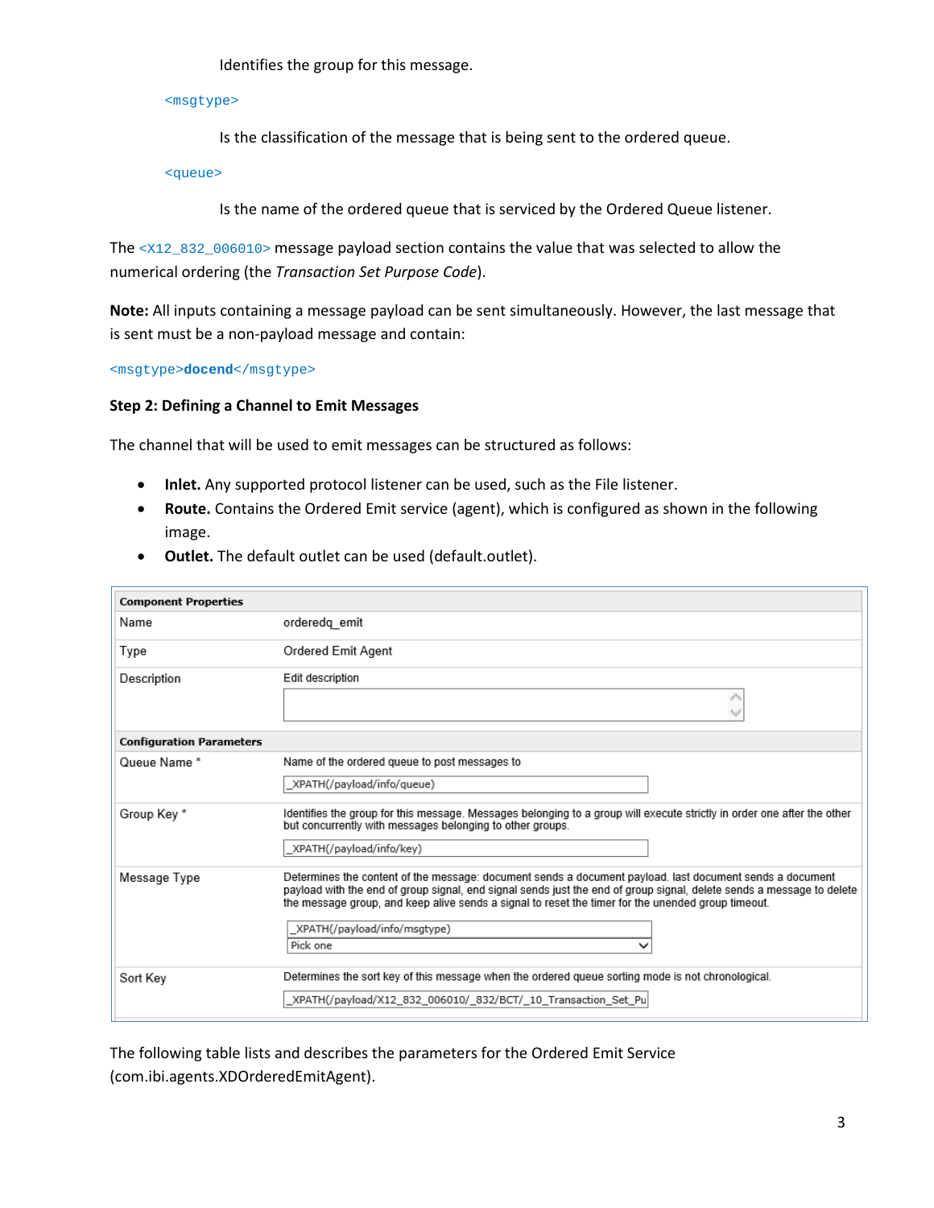Identifies the group for this message.

`<msgtype>`

Is the classification of the message that is being sent to the ordered queue.

`<queue>`

Is the name of the ordered queue that is serviced by the Ordered Queue listener.

The `<X12_832_006010>` message payload section contains the value that was selected to allow the numerical ordering (the *Transaction Set Purpose Code*).

**Note:** All inputs containing a message payload can be sent simultaneously. However, the last message that is sent must be a non-payload message and contain:

```
<msgtype>docend</msgtype>
```

**Step 2: Defining a Channel to Emit Messages**

The channel that will be used to emit messages can be structured as follows:

- **Inlet.** Any supported protocol listener can be used, such as the File listener.
- **Route.** Contains the Ordered Emit service (agent), which is configured as shown in the following image.
- **Outlet.** The default outlet can be used (default.outlet).

| Component Properties | |
|---|---|
| Name | orderedq_emit |
| Type | Ordered Emit Agent |
| Description | Edit description |
| **Configuration Parameters** | |
| Queue Name * | Name of the ordered queue to post messages to<br>_XPATH(/payload/info/queue) |
| Group Key * | Identifies the group for this message. Messages belonging to a group will execute strictly in order one after the other but concurrently with messages belonging to other groups.<br>_XPATH(/payload/info/key) |
| Message Type | Determines the content of the message: document sends a document payload. last document sends a document payload with the end of group signal, end signal sends just the end of group signal, delete sends a message to delete the message group, and keep alive sends a signal to reset the timer for the unended group timeout.<br>_XPATH(/payload/info/msgtype)<br>Pick one |
| Sort Key | Determines the sort key of this message when the ordered queue sorting mode is not chronological.<br>_XPATH(/payload/X12_832_006010/_832/BCT/_10_Transaction_Set_Pu |

The following table lists and describes the parameters for the Ordered Emit Service (com.ibi.agents.XDOrderedEmitAgent).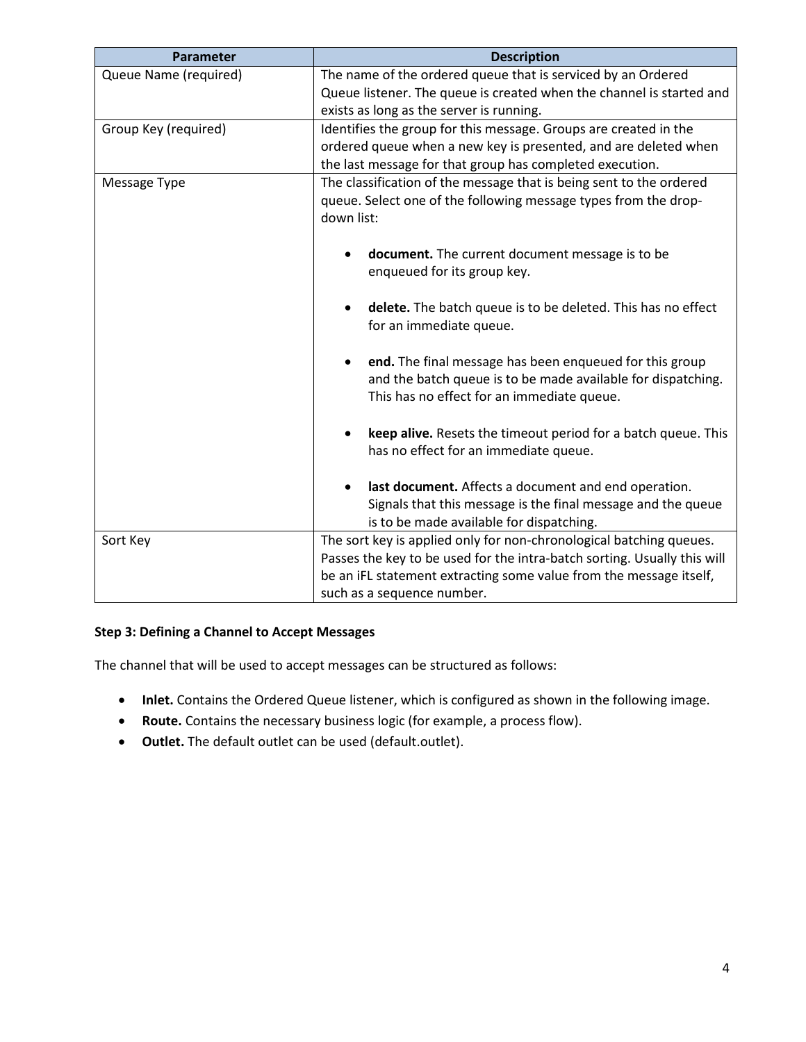| Parameter | Description |
| --- | --- |
| Queue Name (required) | The name of the ordered queue that is serviced by an Ordered Queue listener. The queue is created when the channel is started and exists as long as the server is running. |
| Group Key (required) | Identifies the group for this message. Groups are created in the ordered queue when a new key is presented, and are deleted when the last message for that group has completed execution. |
| Message Type | The classification of the message that is being sent to the ordered queue. Select one of the following message types from the drop-down list:<br><br>• **document.** The current document message is to be enqueued for its group key.<br><br>• **delete.** The batch queue is to be deleted. This has no effect for an immediate queue.<br><br>• **end.** The final message has been enqueued for this group and the batch queue is to be made available for dispatching. This has no effect for an immediate queue.<br><br>• **keep alive.** Resets the timeout period for a batch queue. This has no effect for an immediate queue.<br><br>• **last document.** Affects a document and end operation. Signals that this message is the final message and the queue is to be made available for dispatching. |
| Sort Key | The sort key is applied only for non-chronological batching queues. Passes the key to be used for the intra-batch sorting. Usually this will be an iFL statement extracting some value from the message itself, such as a sequence number. |

**Step 3: Defining a Channel to Accept Messages**

The channel that will be used to accept messages can be structured as follows:

- **Inlet.** Contains the Ordered Queue listener, which is configured as shown in the following image.
- **Route.** Contains the necessary business logic (for example, a process flow).
- **Outlet.** The default outlet can be used (default.outlet).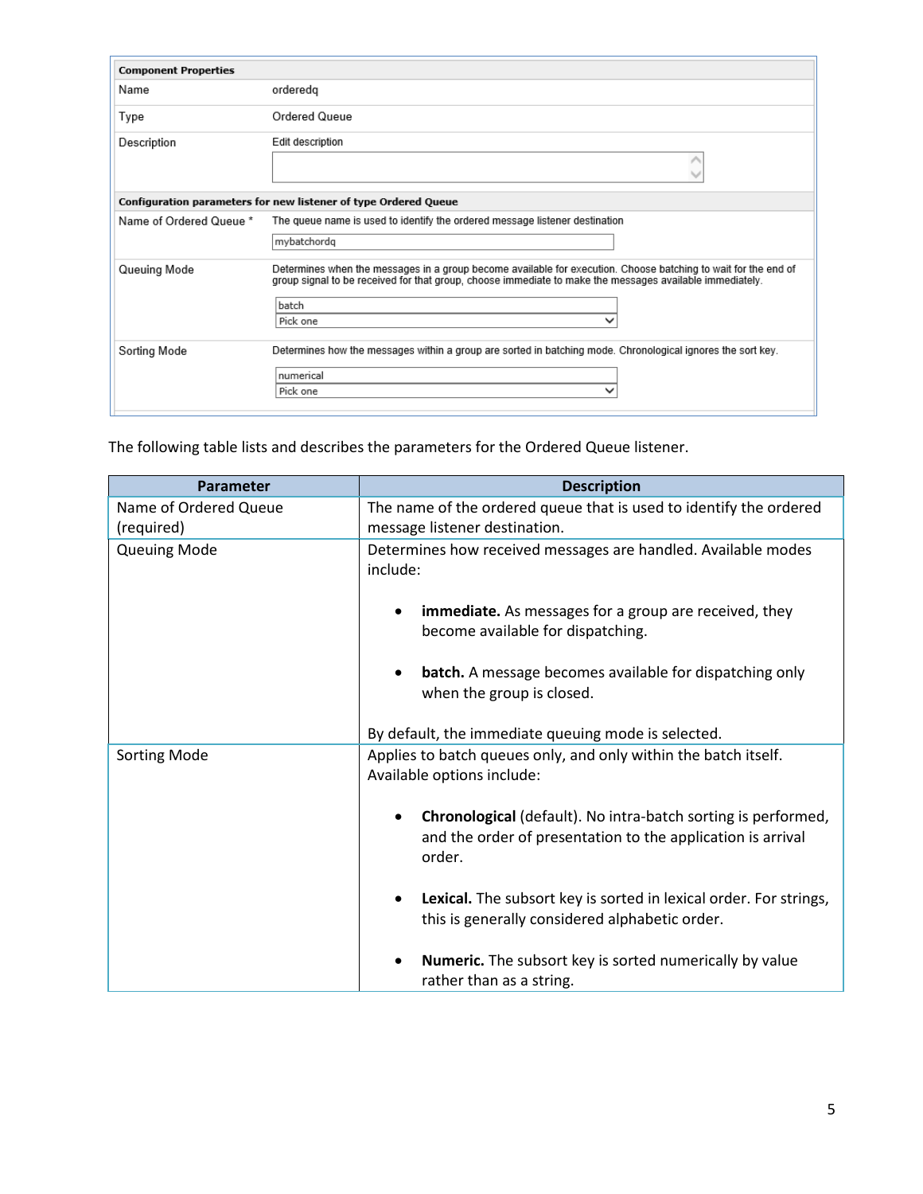| Component Properties | |
|---|---|
| Name | orderedq |
| Type | Ordered Queue |
| Description | Edit description |
| **Configuration parameters for new listener of type Ordered Queue** | |
| Name of Ordered Queue * | The queue name is used to identify the ordered message listener destination<br>mybatchordq |
| Queuing Mode | Determines when the messages in a group become available for execution. Choose batching to wait for the end of group signal to be received for that group, choose immediate to make the messages available immediately.<br>batch<br>Pick one |
| Sorting Mode | Determines how the messages within a group are sorted in batching mode. Chronological ignores the sort key.<br>numerical<br>Pick one |

The following table lists and describes the parameters for the Ordered Queue listener.

| Parameter | Description |
|---|---|
| Name of Ordered Queue (required) | The name of the ordered queue that is used to identify the ordered message listener destination. |
| Queuing Mode | Determines how received messages are handled. Available modes include:<br><br>• **immediate.** As messages for a group are received, they become available for dispatching.<br><br>• **batch.** A message becomes available for dispatching only when the group is closed.<br><br>By default, the immediate queuing mode is selected. |
| Sorting Mode | Applies to batch queues only, and only within the batch itself. Available options include:<br><br>• **Chronological** (default). No intra-batch sorting is performed, and the order of presentation to the application is arrival order.<br><br>• **Lexical.** The subsort key is sorted in lexical order. For strings, this is generally considered alphabetic order.<br><br>• **Numeric.** The subsort key is sorted numerically by value rather than as a string. |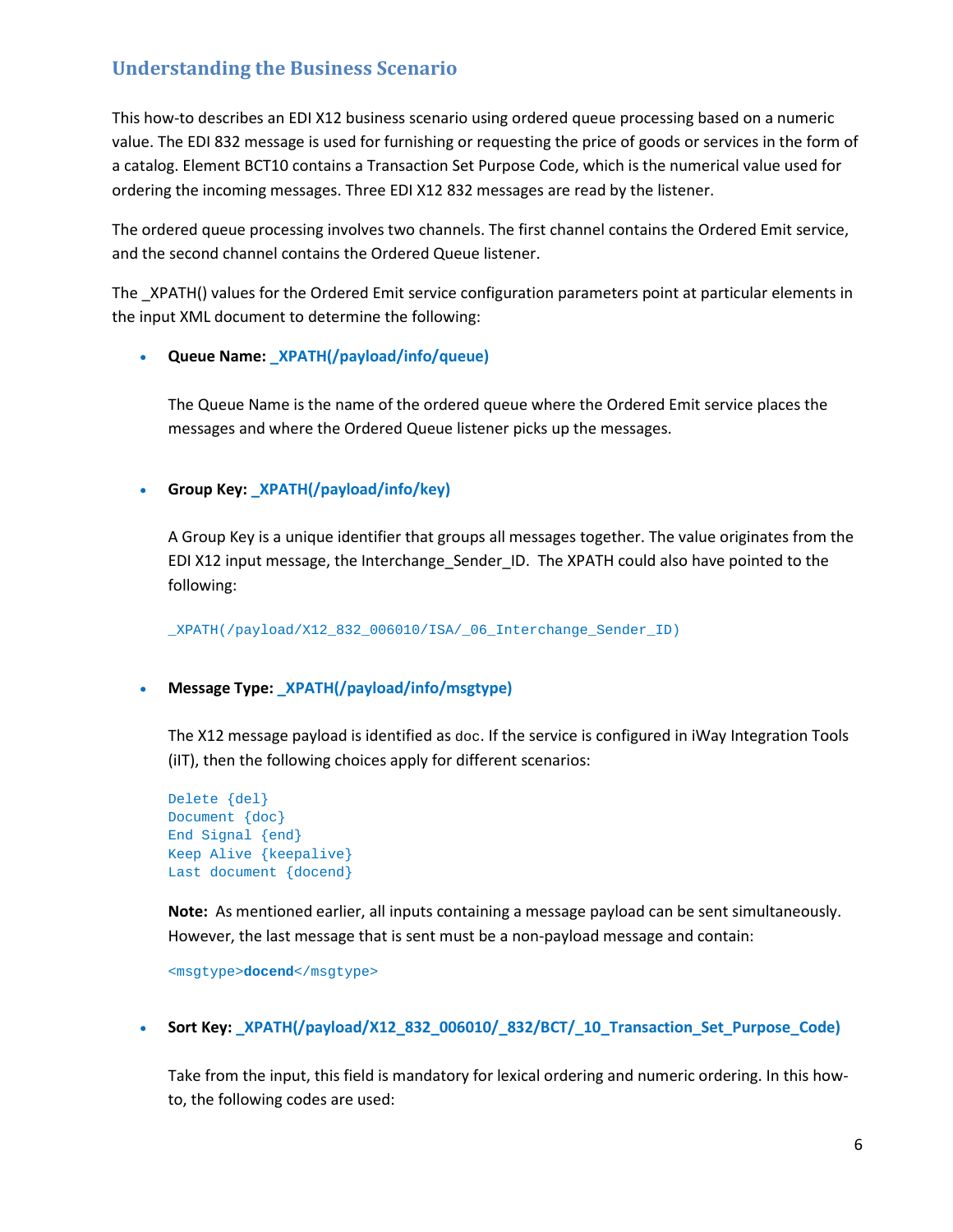## Understanding the Business Scenario

This how-to describes an EDI X12 business scenario using ordered queue processing based on a numeric value. The EDI 832 message is used for furnishing or requesting the price of goods or services in the form of a catalog. Element BCT10 contains a Transaction Set Purpose Code, which is the numerical value used for ordering the incoming messages. Three EDI X12 832 messages are read by the listener.

The ordered queue processing involves two channels. The first channel contains the Ordered Emit service, and the second channel contains the Ordered Queue listener.

The _XPATH() values for the Ordered Emit service configuration parameters point at particular elements in the input XML document to determine the following:

- **Queue Name: _XPATH(/payload/info/queue)**

  The Queue Name is the name of the ordered queue where the Ordered Emit service places the messages and where the Ordered Queue listener picks up the messages.

- **Group Key: _XPATH(/payload/info/key)**

  A Group Key is a unique identifier that groups all messages together. The value originates from the EDI X12 input message, the Interchange_Sender_ID. The XPATH could also have pointed to the following:

  ```
  _XPATH(/payload/X12_832_006010/ISA/_06_Interchange_Sender_ID)
  ```

- **Message Type: _XPATH(/payload/info/msgtype)**

  The X12 message payload is identified as `doc`. If the service is configured in iWay Integration Tools (iIT), then the following choices apply for different scenarios:

  ```
  Delete {del}
  Document {doc}
  End Signal {end}
  Keep Alive {keepalive}
  Last document {docend}
  ```

  **Note:** As mentioned earlier, all inputs containing a message payload can be sent simultaneously. However, the last message that is sent must be a non-payload message and contain:

  ```
  <msgtype>docend</msgtype>
  ```

- **Sort Key: _XPATH(/payload/X12_832_006010/_832/BCT/_10_Transaction_Set_Purpose_Code)**

  Take from the input, this field is mandatory for lexical ordering and numeric ordering. In this how-to, the following codes are used: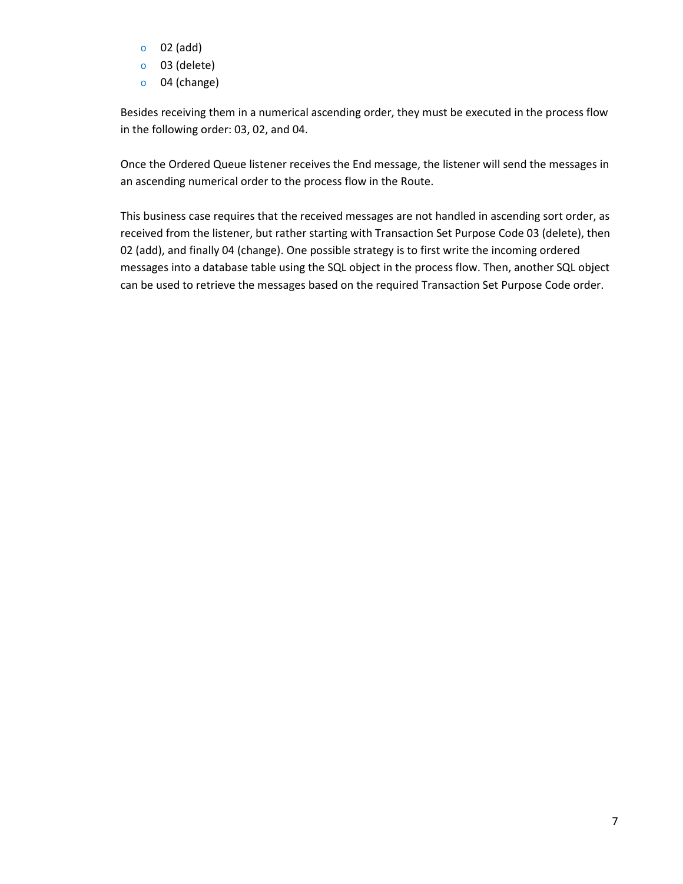- 02 (add)
- 03 (delete)
- 04 (change)

Besides receiving them in a numerical ascending order, they must be executed in the process flow in the following order: 03, 02, and 04.

Once the Ordered Queue listener receives the End message, the listener will send the messages in an ascending numerical order to the process flow in the Route.

This business case requires that the received messages are not handled in ascending sort order, as received from the listener, but rather starting with Transaction Set Purpose Code 03 (delete), then 02 (add), and finally 04 (change). One possible strategy is to first write the incoming ordered messages into a database table using the SQL object in the process flow. Then, another SQL object can be used to retrieve the messages based on the required Transaction Set Purpose Code order.